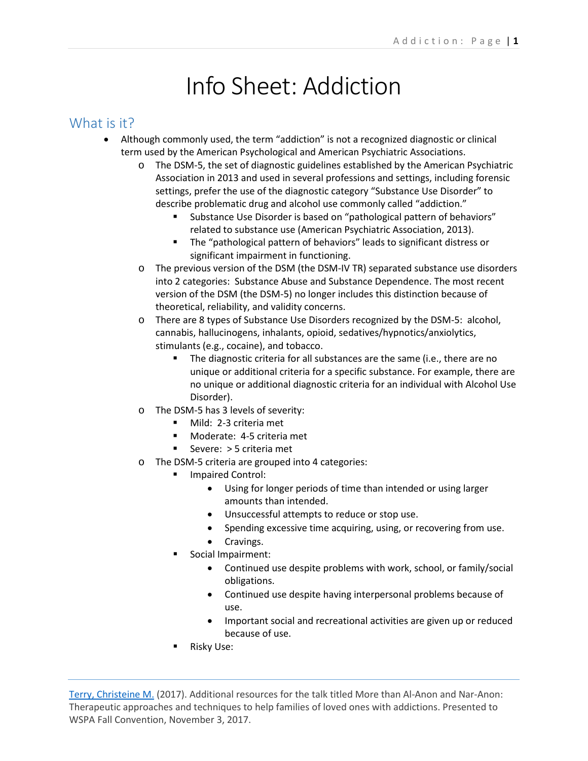# Info Sheet: Addiction

## What is it?

- Although commonly used, the term "addiction" is not a recognized diagnostic or clinical term used by the American Psychological and American Psychiatric Associations.
  - The DSM-5, the set of diagnostic guidelines established by the American Psychiatric Association in 2013 and used in several professions and settings, including forensic settings, prefer the use of the diagnostic category "Substance Use Disorder" to describe problematic drug and alcohol use commonly called "addiction."
    - Substance Use Disorder is based on "pathological pattern of behaviors" related to substance use (American Psychiatric Association, 2013).
    - The "pathological pattern of behaviors" leads to significant distress or significant impairment in functioning.
  - The previous version of the DSM (the DSM-IV TR) separated substance use disorders into 2 categories: Substance Abuse and Substance Dependence. The most recent version of the DSM (the DSM-5) no longer includes this distinction because of theoretical, reliability, and validity concerns.
  - There are 8 types of Substance Use Disorders recognized by the DSM-5: alcohol, cannabis, hallucinogens, inhalants, opioid, sedatives/hypnotics/anxiolytics, stimulants (e.g., cocaine), and tobacco.
    - The diagnostic criteria for all substances are the same (i.e., there are no unique or additional criteria for a specific substance. For example, there are no unique or additional diagnostic criteria for an individual with Alcohol Use Disorder).
  - The DSM-5 has 3 levels of severity:
    - Mild: 2-3 criteria met
    - Moderate: 4-5 criteria met
    - Severe: > 5 criteria met
  - The DSM-5 criteria are grouped into 4 categories:
    - Impaired Control:
      - Using for longer periods of time than intended or using larger amounts than intended.
      - Unsuccessful attempts to reduce or stop use.
      - Spending excessive time acquiring, using, or recovering from use.
      - Cravings.
    - Social Impairment:
      - Continued use despite problems with work, school, or family/social obligations.
      - Continued use despite having interpersonal problems because of use.
      - Important social and recreational activities are given up or reduced because of use.
    - Risky Use:

Terry, Christeine M. (2017). Additional resources for the talk titled More than Al-Anon and Nar-Anon: Therapeutic approaches and techniques to help families of loved ones with addictions. Presented to WSPA Fall Convention, November 3, 2017.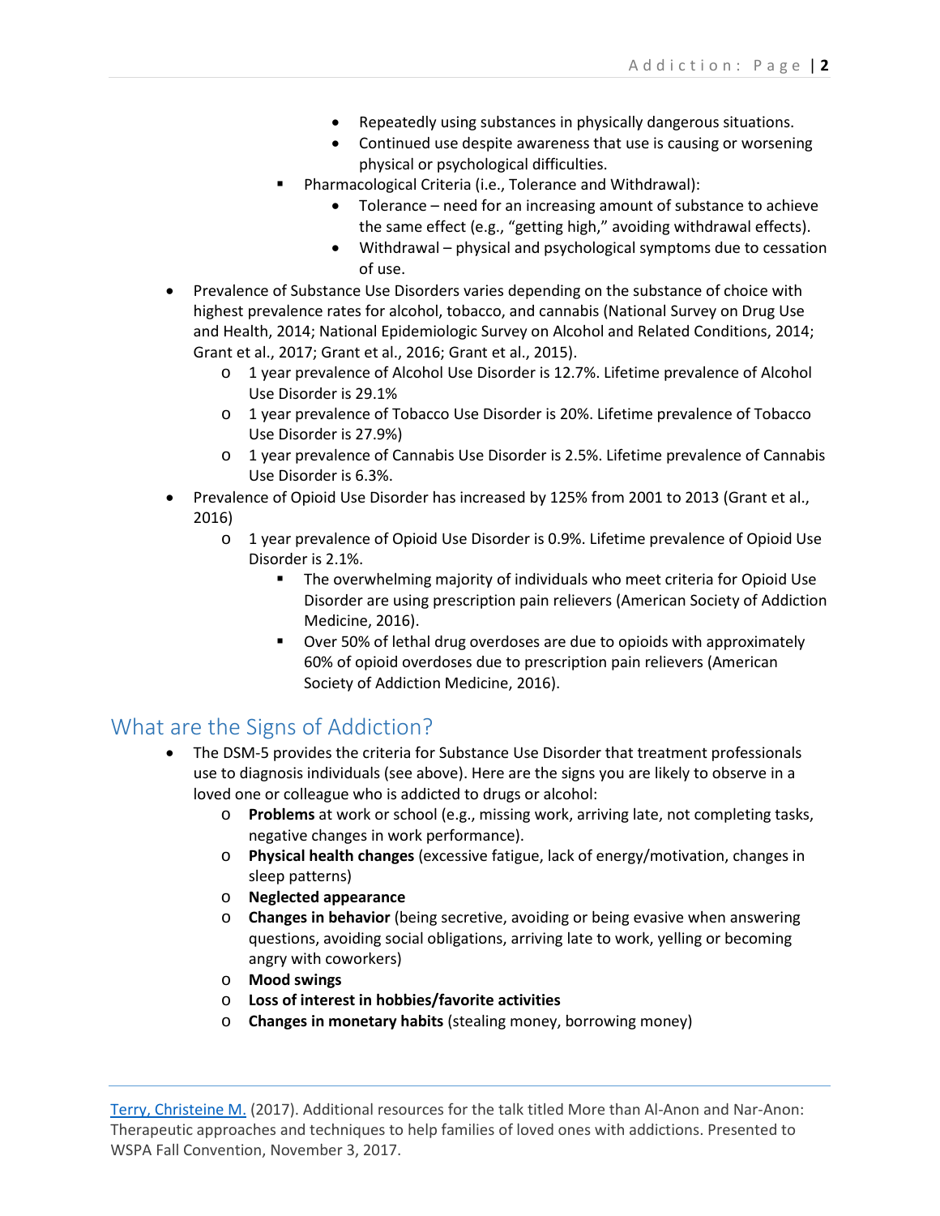- Repeatedly using substances in physically dangerous situations.
        - Continued use despite awareness that use is causing or worsening physical or psychological difficulties.
    - Pharmacological Criteria (i.e., Tolerance and Withdrawal):
        - Tolerance – need for an increasing amount of substance to achieve the same effect (e.g., "getting high," avoiding withdrawal effects).
        - Withdrawal – physical and psychological symptoms due to cessation of use.

- Prevalence of Substance Use Disorders varies depending on the substance of choice with highest prevalence rates for alcohol, tobacco, and cannabis (National Survey on Drug Use and Health, 2014; National Epidemiologic Survey on Alcohol and Related Conditions, 2014; Grant et al., 2017; Grant et al., 2016; Grant et al., 2015).
    - 1 year prevalence of Alcohol Use Disorder is 12.7%. Lifetime prevalence of Alcohol Use Disorder is 29.1%
    - 1 year prevalence of Tobacco Use Disorder is 20%. Lifetime prevalence of Tobacco Use Disorder is 27.9%)
    - 1 year prevalence of Cannabis Use Disorder is 2.5%. Lifetime prevalence of Cannabis Use Disorder is 6.3%.
- Prevalence of Opioid Use Disorder has increased by 125% from 2001 to 2013 (Grant et al., 2016)
    - 1 year prevalence of Opioid Use Disorder is 0.9%. Lifetime prevalence of Opioid Use Disorder is 2.1%.
        - The overwhelming majority of individuals who meet criteria for Opioid Use Disorder are using prescription pain relievers (American Society of Addiction Medicine, 2016).
        - Over 50% of lethal drug overdoses are due to opioids with approximately 60% of opioid overdoses due to prescription pain relievers (American Society of Addiction Medicine, 2016).

## What are the Signs of Addiction?

- The DSM-5 provides the criteria for Substance Use Disorder that treatment professionals use to diagnosis individuals (see above). Here are the signs you are likely to observe in a loved one or colleague who is addicted to drugs or alcohol:
    - **Problems** at work or school (e.g., missing work, arriving late, not completing tasks, negative changes in work performance).
    - **Physical health changes** (excessive fatigue, lack of energy/motivation, changes in sleep patterns)
    - **Neglected appearance**
    - **Changes in behavior** (being secretive, avoiding or being evasive when answering questions, avoiding social obligations, arriving late to work, yelling or becoming angry with coworkers)
    - **Mood swings**
    - **Loss of interest in hobbies/favorite activities**
    - **Changes in monetary habits** (stealing money, borrowing money)

---

Terry, Christeine M. (2017). Additional resources for the talk titled More than Al-Anon and Nar-Anon: Therapeutic approaches and techniques to help families of loved ones with addictions. Presented to WSPA Fall Convention, November 3, 2017.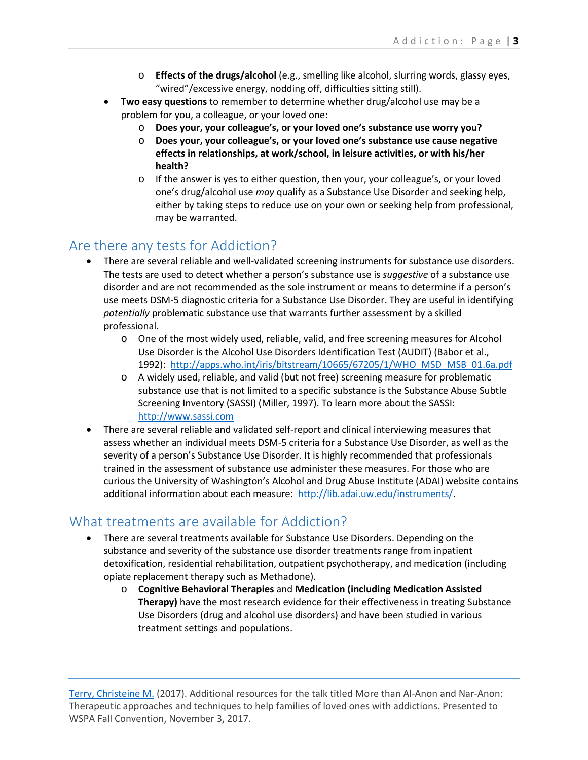- **Effects of the drugs/alcohol** (e.g., smelling like alcohol, slurring words, glassy eyes, "wired"/excessive energy, nodding off, difficulties sitting still).
- **Two easy questions** to remember to determine whether drug/alcohol use may be a problem for you, a colleague, or your loved one:
    - **Does your, your colleague's, or your loved one's substance use worry you?**
    - **Does your, your colleague's, or your loved one's substance use cause negative effects in relationships, at work/school, in leisure activities, or with his/her health?**
    - If the answer is yes to either question, then your, your colleague's, or your loved one's drug/alcohol use *may* qualify as a Substance Use Disorder and seeking help, either by taking steps to reduce use on your own or seeking help from professional, may be warranted.

## Are there any tests for Addiction?

- There are several reliable and well-validated screening instruments for substance use disorders. The tests are used to detect whether a person's substance use is *suggestive* of a substance use disorder and are not recommended as the sole instrument or means to determine if a person's use meets DSM-5 diagnostic criteria for a Substance Use Disorder. They are useful in identifying *potentially* problematic substance use that warrants further assessment by a skilled professional.
    - One of the most widely used, reliable, valid, and free screening measures for Alcohol Use Disorder is the Alcohol Use Disorders Identification Test (AUDIT) (Babor et al., 1992): http://apps.who.int/iris/bitstream/10665/67205/1/WHO_MSD_MSB_01.6a.pdf
    - A widely used, reliable, and valid (but not free) screening measure for problematic substance use that is not limited to a specific substance is the Substance Abuse Subtle Screening Inventory (SASSI) (Miller, 1997). To learn more about the SASSI: http://www.sassi.com
- There are several reliable and validated self-report and clinical interviewing measures that assess whether an individual meets DSM-5 criteria for a Substance Use Disorder, as well as the severity of a person's Substance Use Disorder. It is highly recommended that professionals trained in the assessment of substance use administer these measures. For those who are curious the University of Washington's Alcohol and Drug Abuse Institute (ADAI) website contains additional information about each measure: http://lib.adai.uw.edu/instruments/.

## What treatments are available for Addiction?

- There are several treatments available for Substance Use Disorders. Depending on the substance and severity of the substance use disorder treatments range from inpatient detoxification, residential rehabilitation, outpatient psychotherapy, and medication (including opiate replacement therapy such as Methadone).
    - **Cognitive Behavioral Therapies** and **Medication (including Medication Assisted Therapy)** have the most research evidence for their effectiveness in treating Substance Use Disorders (drug and alcohol use disorders) and have been studied in various treatment settings and populations.

Terry, Christeine M. (2017). Additional resources for the talk titled More than Al-Anon and Nar-Anon: Therapeutic approaches and techniques to help families of loved ones with addictions. Presented to WSPA Fall Convention, November 3, 2017.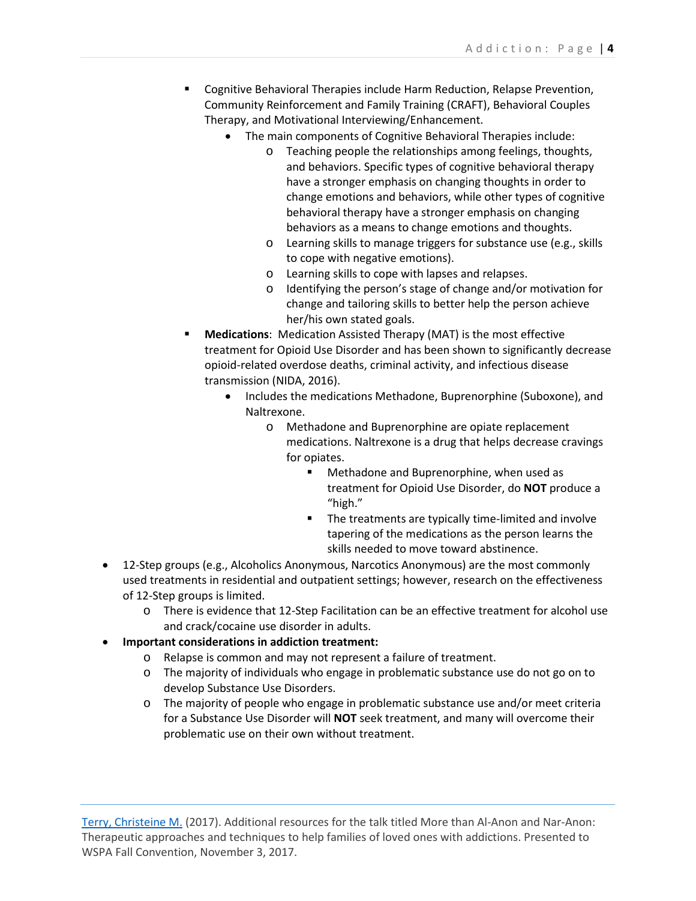- Cognitive Behavioral Therapies include Harm Reduction, Relapse Prevention, Community Reinforcement and Family Training (CRAFT), Behavioral Couples Therapy, and Motivational Interviewing/Enhancement.
            - The main components of Cognitive Behavioral Therapies include:
                - Teaching people the relationships among feelings, thoughts, and behaviors. Specific types of cognitive behavioral therapy have a stronger emphasis on changing thoughts in order to change emotions and behaviors, while other types of cognitive behavioral therapy have a stronger emphasis on changing behaviors as a means to change emotions and thoughts.
                - Learning skills to manage triggers for substance use (e.g., skills to cope with negative emotions).
                - Learning skills to cope with lapses and relapses.
                - Identifying the person's stage of change and/or motivation for change and tailoring skills to better help the person achieve her/his own stated goals.
        - **Medications**: Medication Assisted Therapy (MAT) is the most effective treatment for Opioid Use Disorder and has been shown to significantly decrease opioid-related overdose deaths, criminal activity, and infectious disease transmission (NIDA, 2016).
            - Includes the medications Methadone, Buprenorphine (Suboxone), and Naltrexone.
                - Methadone and Buprenorphine are opiate replacement medications. Naltrexone is a drug that helps decrease cravings for opiates.
                    - Methadone and Buprenorphine, when used as treatment for Opioid Use Disorder, do **NOT** produce a "high."
                    - The treatments are typically time-limited and involve tapering of the medications as the person learns the skills needed to move toward abstinence.

- 12-Step groups (e.g., Alcoholics Anonymous, Narcotics Anonymous) are the most commonly used treatments in residential and outpatient settings; however, research on the effectiveness of 12-Step groups is limited.
    - There is evidence that 12-Step Facilitation can be an effective treatment for alcohol use and crack/cocaine use disorder in adults.
- **Important considerations in addiction treatment:**
    - Relapse is common and may not represent a failure of treatment.
    - The majority of individuals who engage in problematic substance use do not go on to develop Substance Use Disorders.
    - The majority of people who engage in problematic substance use and/or meet criteria for a Substance Use Disorder will **NOT** seek treatment, and many will overcome their problematic use on their own without treatment.

---

Terry, Christeine M. (2017). Additional resources for the talk titled More than Al-Anon and Nar-Anon: Therapeutic approaches and techniques to help families of loved ones with addictions. Presented to WSPA Fall Convention, November 3, 2017.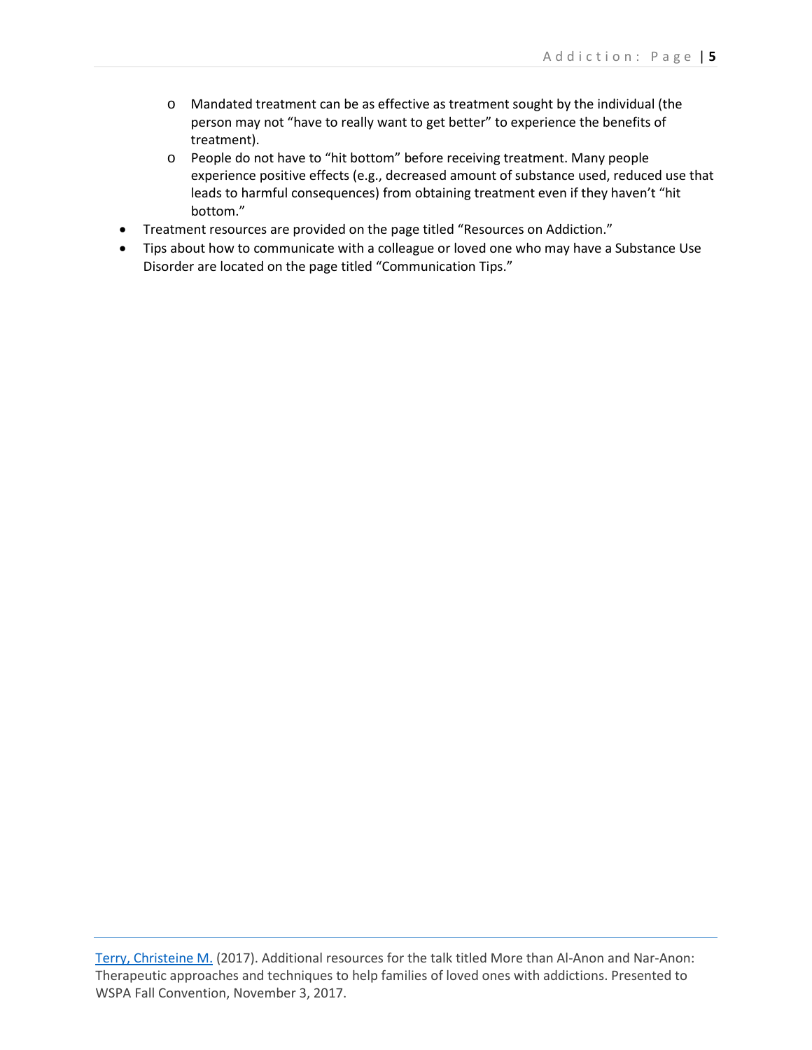- Mandated treatment can be as effective as treatment sought by the individual (the person may not "have to really want to get better" to experience the benefits of treatment).
    - People do not have to "hit bottom" before receiving treatment. Many people experience positive effects (e.g., decreased amount of substance used, reduced use that leads to harmful consequences) from obtaining treatment even if they haven't "hit bottom."
- Treatment resources are provided on the page titled "Resources on Addiction."
- Tips about how to communicate with a colleague or loved one who may have a Substance Use Disorder are located on the page titled "Communication Tips."

Terry, Christeine M. (2017). Additional resources for the talk titled More than Al-Anon and Nar-Anon: Therapeutic approaches and techniques to help families of loved ones with addictions. Presented to WSPA Fall Convention, November 3, 2017.